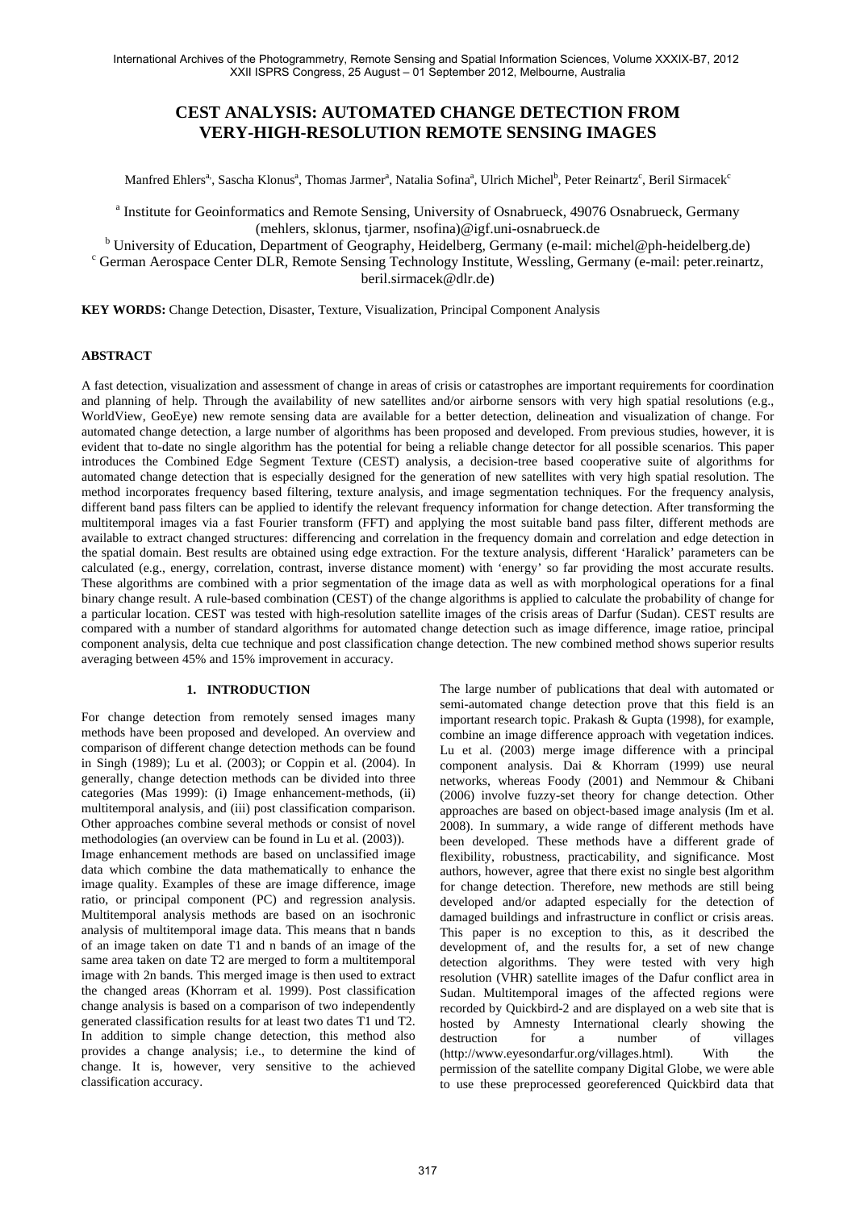# CEST ANALYSIS: AUTOMATED CHANGE DETECTION FROM VERY-HIGH-RESOLUTION REMOTE SENSING IMAGES

Manfred Ehlers[a], Sascha Klonus[a], Thomas Jarmer[a], Natalia Sofina[a], Ulrich Michel[b], Peter Reinartz[c], Beril Sirmacek[c]

[a] Institute for Geoinformatics and Remote Sensing, University of Osnabrueck, 49076 Osnabrueck, Germany (mehlers, sklonus, tjarmer, nsofina)@igf.uni-osnabrueck.de

[b] University of Education, Department of Geography, Heidelberg, Germany (e-mail: michel@ph-heidelberg.de)

[c] German Aerospace Center DLR, Remote Sensing Technology Institute, Wessling, Germany (e-mail: peter.reinartz, beril.sirmacek@dlr.de)

**KEY WORDS:** Change Detection, Disaster, Texture, Visualization, Principal Component Analysis

## ABSTRACT

A fast detection, visualization and assessment of change in areas of crisis or catastrophes are important requirements for coordination and planning of help. Through the availability of new satellites and/or airborne sensors with very high spatial resolutions (e.g., WorldView, GeoEye) new remote sensing data are available for a better detection, delineation and visualization of change. For automated change detection, a large number of algorithms has been proposed and developed. From previous studies, however, it is evident that to-date no single algorithm has the potential for being a reliable change detector for all possible scenarios. This paper introduces the Combined Edge Segment Texture (CEST) analysis, a decision-tree based cooperative suite of algorithms for automated change detection that is especially designed for the generation of new satellites with very high spatial resolution. The method incorporates frequency based filtering, texture analysis, and image segmentation techniques. For the frequency analysis, different band pass filters can be applied to identify the relevant frequency information for change detection. After transforming the multitemporal images via a fast Fourier transform (FFT) and applying the most suitable band pass filter, different methods are available to extract changed structures: differencing and correlation in the frequency domain and correlation and edge detection in the spatial domain. Best results are obtained using edge extraction. For the texture analysis, different 'Haralick' parameters can be calculated (e.g., energy, correlation, contrast, inverse distance moment) with 'energy' so far providing the most accurate results. These algorithms are combined with a prior segmentation of the image data as well as with morphological operations for a final binary change result. A rule-based combination (CEST) of the change algorithms is applied to calculate the probability of change for a particular location. CEST was tested with high-resolution satellite images of the crisis areas of Darfur (Sudan). CEST results are compared with a number of standard algorithms for automated change detection such as image difference, image ratioe, principal component analysis, delta cue technique and post classification change detection. The new combined method shows superior results averaging between 45% and 15% improvement in accuracy.

## 1. INTRODUCTION

For change detection from remotely sensed images many methods have been proposed and developed. An overview and comparison of different change detection methods can be found in Singh (1989); Lu et al. (2003); or Coppin et al. (2004). In generally, change detection methods can be divided into three categories (Mas 1999): (i) Image enhancement-methods, (ii) multitemporal analysis, and (iii) post classification comparison. Other approaches combine several methods or consist of novel methodologies (an overview can be found in Lu et al. (2003)).

Image enhancement methods are based on unclassified image data which combine the data mathematically to enhance the image quality. Examples of these are image difference, image ratio, or principal component (PC) and regression analysis. Multitemporal analysis methods are based on an isochronic analysis of multitemporal image data. This means that n bands of an image taken on date T1 and n bands of an image of the same area taken on date T2 are merged to form a multitemporal image with 2n bands. This merged image is then used to extract the changed areas (Khorram et al. 1999). Post classification change analysis is based on a comparison of two independently generated classification results for at least two dates T1 und T2. In addition to simple change detection, this method also provides a change analysis; i.e., to determine the kind of change. It is, however, very sensitive to the achieved classification accuracy.

The large number of publications that deal with automated or semi-automated change detection prove that this field is an important research topic. Prakash & Gupta (1998), for example, combine an image difference approach with vegetation indices. Lu et al. (2003) merge image difference with a principal component analysis. Dai & Khorram (1999) use neural networks, whereas Foody (2001) and Nemmour & Chibani (2006) involve fuzzy-set theory for change detection. Other approaches are based on object-based image analysis (Im et al. 2008). In summary, a wide range of different methods have been developed. These methods have a different grade of flexibility, robustness, practicability, and significance. Most authors, however, agree that there exist no single best algorithm for change detection. Therefore, new methods are still being developed and/or adapted especially for the detection of damaged buildings and infrastructure in conflict or crisis areas. This paper is no exception to this, as it described the development of, and the results for, a set of new change detection algorithms. They were tested with very high resolution (VHR) satellite images of the Dafur conflict area in Sudan. Multitemporal images of the affected regions were recorded by Quickbird-2 and are displayed on a web site that is hosted by Amnesty International clearly showing the destruction for a number of villages (http://www.eyesondarfur.org/villages.html). With the permission of the satellite company Digital Globe, we were able to use these preprocessed georeferenced Quickbird data that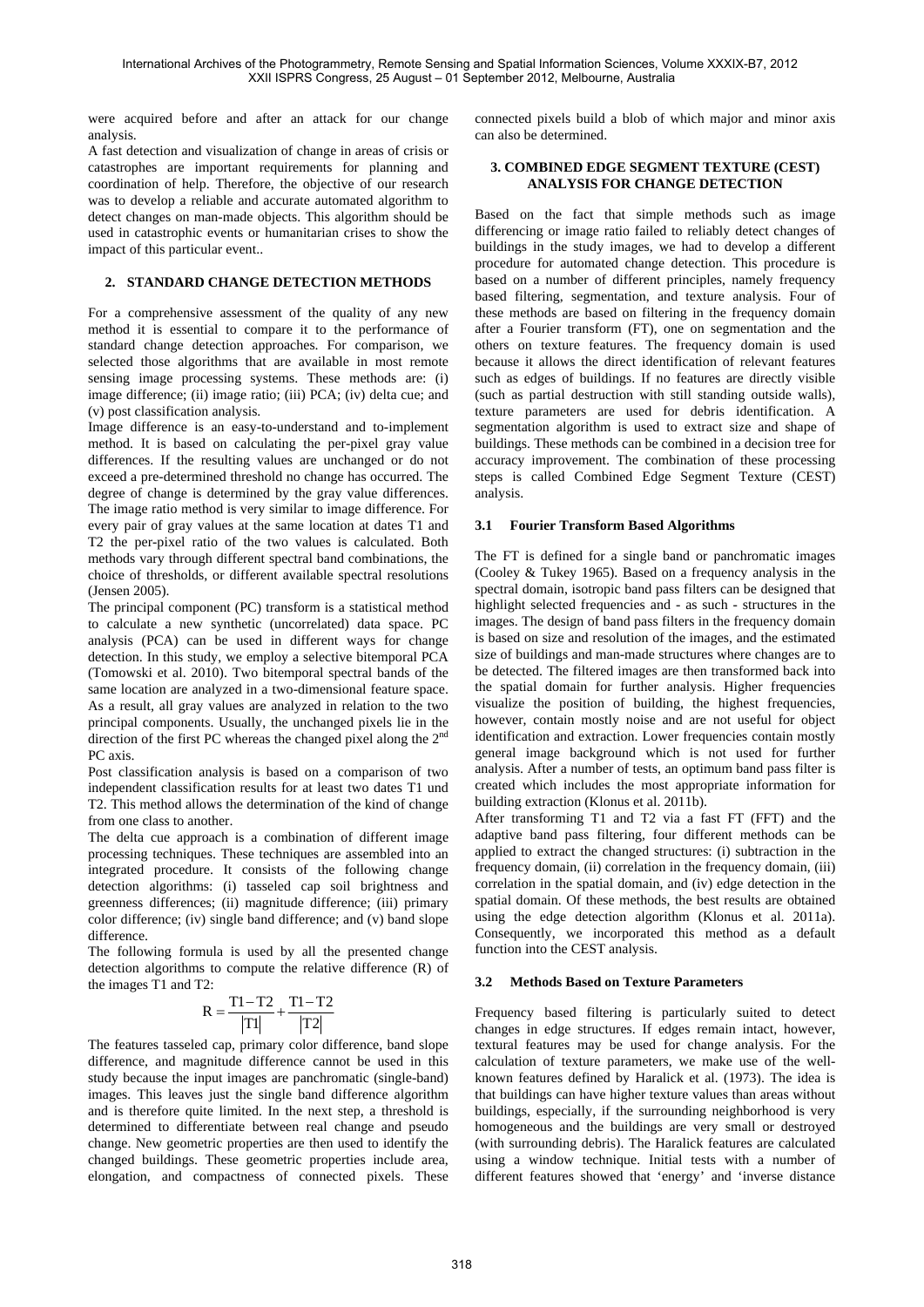were acquired before and after an attack for our change analysis.

A fast detection and visualization of change in areas of crisis or catastrophes are important requirements for planning and coordination of help. Therefore, the objective of our research was to develop a reliable and accurate automated algorithm to detect changes on man-made objects. This algorithm should be used in catastrophic events or humanitarian crises to show the impact of this particular event..

## 2. STANDARD CHANGE DETECTION METHODS

For a comprehensive assessment of the quality of any new method it is essential to compare it to the performance of standard change detection approaches. For comparison, we selected those algorithms that are available in most remote sensing image processing systems. These methods are: (i) image difference; (ii) image ratio; (iii) PCA; (iv) delta cue; and (v) post classification analysis.

Image difference is an easy-to-understand and to-implement method. It is based on calculating the per-pixel gray value differences. If the resulting values are unchanged or do not exceed a pre-determined threshold no change has occurred. The degree of change is determined by the gray value differences. The image ratio method is very similar to image difference. For every pair of gray values at the same location at dates T1 and T2 the per-pixel ratio of the two values is calculated. Both methods vary through different spectral band combinations, the choice of thresholds, or different available spectral resolutions (Jensen 2005).

The principal component (PC) transform is a statistical method to calculate a new synthetic (uncorrelated) data space. PC analysis (PCA) can be used in different ways for change detection. In this study, we employ a selective bitemporal PCA (Tomowski et al. 2010). Two bitemporal spectral bands of the same location are analyzed in a two-dimensional feature space. As a result, all gray values are analyzed in relation to the two principal components. Usually, the unchanged pixels lie in the direction of the first PC whereas the changed pixel along the 2nd PC axis.

Post classification analysis is based on a comparison of two independent classification results for at least two dates T1 und T2. This method allows the determination of the kind of change from one class to another.

The delta cue approach is a combination of different image processing techniques. These techniques are assembled into an integrated procedure. It consists of the following change detection algorithms: (i) tasseled cap soil brightness and greenness differences; (ii) magnitude difference; (iii) primary color difference; (iv) single band difference; and (v) band slope difference.

The following formula is used by all the presented change detection algorithms to compute the relative difference (R) of the images T1 and T2:

$$R = \frac{T1 - T2}{|T1|} + \frac{T1 - T2}{|T2|}$$

The features tasseled cap, primary color difference, band slope difference, and magnitude difference cannot be used in this study because the input images are panchromatic (single-band) images. This leaves just the single band difference algorithm and is therefore quite limited. In the next step, a threshold is determined to differentiate between real change and pseudo change. New geometric properties are then used to identify the changed buildings. These geometric properties include area, elongation, and compactness of connected pixels. These connected pixels build a blob of which major and minor axis can also be determined.

## 3. COMBINED EDGE SEGMENT TEXTURE (CEST) ANALYSIS FOR CHANGE DETECTION

Based on the fact that simple methods such as image differencing or image ratio failed to reliably detect changes of buildings in the study images, we had to develop a different procedure for automated change detection. This procedure is based on a number of different principles, namely frequency based filtering, segmentation, and texture analysis. Four of these methods are based on filtering in the frequency domain after a Fourier transform (FT), one on segmentation and the others on texture features. The frequency domain is used because it allows the direct identification of relevant features such as edges of buildings. If no features are directly visible (such as partial destruction with still standing outside walls), texture parameters are used for debris identification. A segmentation algorithm is used to extract size and shape of buildings. These methods can be combined in a decision tree for accuracy improvement. The combination of these processing steps is called Combined Edge Segment Texture (CEST) analysis.

### 3.1 Fourier Transform Based Algorithms

The FT is defined for a single band or panchromatic images (Cooley & Tukey 1965). Based on a frequency analysis in the spectral domain, isotropic band pass filters can be designed that highlight selected frequencies and - as such - structures in the images. The design of band pass filters in the frequency domain is based on size and resolution of the images, and the estimated size of buildings and man-made structures where changes are to be detected. The filtered images are then transformed back into the spatial domain for further analysis. Higher frequencies visualize the position of building, the highest frequencies, however, contain mostly noise and are not useful for object identification and extraction. Lower frequencies contain mostly general image background which is not used for further analysis. After a number of tests, an optimum band pass filter is created which includes the most appropriate information for building extraction (Klonus et al. 2011b).

After transforming T1 and T2 via a fast FT (FFT) and the adaptive band pass filtering, four different methods can be applied to extract the changed structures: (i) subtraction in the frequency domain, (ii) correlation in the frequency domain, (iii) correlation in the spatial domain, and (iv) edge detection in the spatial domain. Of these methods, the best results are obtained using the edge detection algorithm (Klonus et al. 2011a). Consequently, we incorporated this method as a default function into the CEST analysis.

### 3.2 Methods Based on Texture Parameters

Frequency based filtering is particularly suited to detect changes in edge structures. If edges remain intact, however, textural features may be used for change analysis. For the calculation of texture parameters, we make use of the well-known features defined by Haralick et al. (1973). The idea is that buildings can have higher texture values than areas without buildings, especially, if the surrounding neighborhood is very homogeneous and the buildings are very small or destroyed (with surrounding debris). The Haralick features are calculated using a window technique. Initial tests with a number of different features showed that 'energy' and 'inverse distance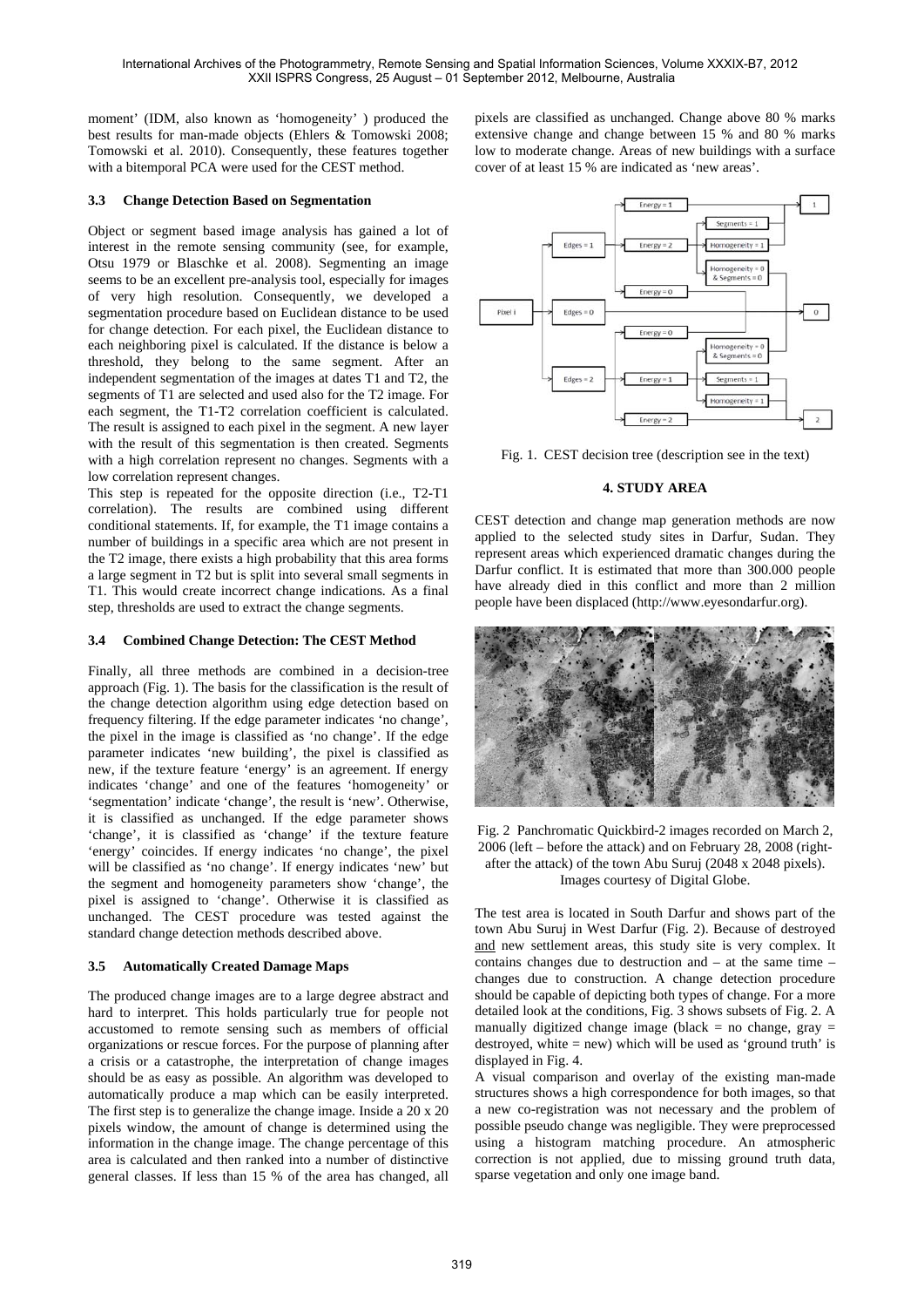moment' (IDM, also known as 'homogeneity' ) produced the best results for man-made objects (Ehlers & Tomowski 2008; Tomowski et al. 2010). Consequently, these features together with a bitemporal PCA were used for the CEST method.

### 3.3 Change Detection Based on Segmentation

Object or segment based image analysis has gained a lot of interest in the remote sensing community (see, for example, Otsu 1979 or Blaschke et al. 2008). Segmenting an image seems to be an excellent pre-analysis tool, especially for images of very high resolution. Consequently, we developed a segmentation procedure based on Euclidean distance to be used for change detection. For each pixel, the Euclidean distance to each neighboring pixel is calculated. If the distance is below a threshold, they belong to the same segment. After an independent segmentation of the images at dates T1 and T2, the segments of T1 are selected and used also for the T2 image. For each segment, the T1-T2 correlation coefficient is calculated. The result is assigned to each pixel in the segment. A new layer with the result of this segmentation is then created. Segments with a high correlation represent no changes. Segments with a low correlation represent changes.

This step is repeated for the opposite direction (i.e., T2-T1 correlation). The results are combined using different conditional statements. If, for example, the T1 image contains a number of buildings in a specific area which are not present in the T2 image, there exists a high probability that this area forms a large segment in T2 but is split into several small segments in T1. This would create incorrect change indications. As a final step, thresholds are used to extract the change segments.

### 3.4 Combined Change Detection: The CEST Method

Finally, all three methods are combined in a decision-tree approach (Fig. 1). The basis for the classification is the result of the change detection algorithm using edge detection based on frequency filtering. If the edge parameter indicates 'no change', the pixel in the image is classified as 'no change'. If the edge parameter indicates 'new building', the pixel is classified as new, if the texture feature 'energy' is an agreement. If energy indicates 'change' and one of the features 'homogeneity' or 'segmentation' indicate 'change', the result is 'new'. Otherwise, it is classified as unchanged. If the edge parameter shows 'change', it is classified as 'change' if the texture feature 'energy' coincides. If energy indicates 'no change', the pixel will be classified as 'no change'. If energy indicates 'new' but the segment and homogeneity parameters show 'change', the pixel is assigned to 'change'. Otherwise it is classified as unchanged. The CEST procedure was tested against the standard change detection methods described above.

### 3.5 Automatically Created Damage Maps

The produced change images are to a large degree abstract and hard to interpret. This holds particularly true for people not accustomed to remote sensing such as members of official organizations or rescue forces. For the purpose of planning after a crisis or a catastrophe, the interpretation of change images should be as easy as possible. An algorithm was developed to automatically produce a map which can be easily interpreted. The first step is to generalize the change image. Inside a 20 x 20 pixels window, the amount of change is determined using the information in the change image. The change percentage of this area is calculated and then ranked into a number of distinctive general classes. If less than 15 % of the area has changed, all pixels are classified as unchanged. Change above 80 % marks extensive change and change between 15 % and 80 % marks low to moderate change. Areas of new buildings with a surface cover of at least 15 % are indicated as 'new areas'.

Fig. 1. CEST decision tree (description see in the text)

## 4. STUDY AREA

CEST detection and change map generation methods are now applied to the selected study sites in Darfur, Sudan. They represent areas which experienced dramatic changes during the Darfur conflict. It is estimated that more than 300.000 people have already died in this conflict and more than 2 million people have been displaced (http://www.eyesondarfur.org).

Fig. 2 Panchromatic Quickbird-2 images recorded on March 2, 2006 (left – before the attack) and on February 28, 2008 (right-after the attack) of the town Abu Suruj (2048 x 2048 pixels). Images courtesy of Digital Globe.

The test area is located in South Darfur and shows part of the town Abu Suruj in West Darfur (Fig. 2). Because of destroyed and new settlement areas, this study site is very complex. It contains changes due to destruction and – at the same time – changes due to construction. A change detection procedure should be capable of depicting both types of change. For a more detailed look at the conditions, Fig. 3 shows subsets of Fig. 2. A manually digitized change image (black = no change, gray = destroyed, white = new) which will be used as 'ground truth' is displayed in Fig. 4.

A visual comparison and overlay of the existing man-made structures shows a high correspondence for both images, so that a new co-registration was not necessary and the problem of possible pseudo change was negligible. They were preprocessed using a histogram matching procedure. An atmospheric correction is not applied, due to missing ground truth data, sparse vegetation and only one image band.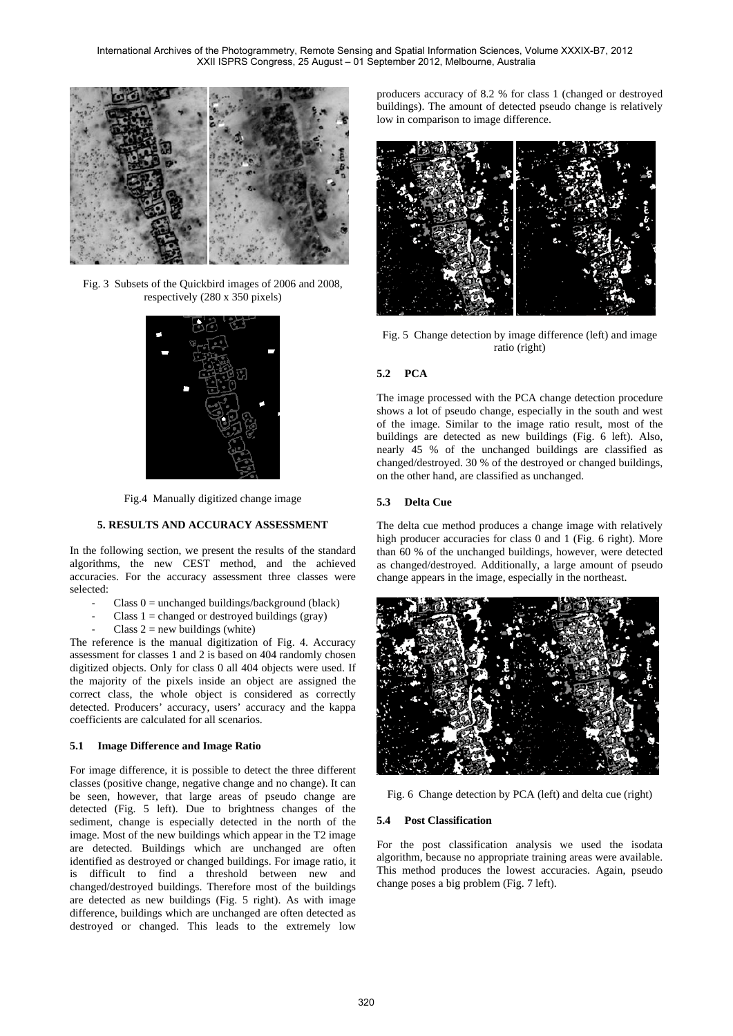Fig. 3 Subsets of the Quickbird images of 2006 and 2008, respectively (280 x 350 pixels)

Fig.4 Manually digitized change image

## 5. RESULTS AND ACCURACY ASSESSMENT

In the following section, we present the results of the standard algorithms, the new CEST method, and the achieved accuracies. For the accuracy assessment three classes were selected:

- Class 0 = unchanged buildings/background (black)
- Class 1 = changed or destroyed buildings (gray)
- Class 2 = new buildings (white)

The reference is the manual digitization of Fig. 4. Accuracy assessment for classes 1 and 2 is based on 404 randomly chosen digitized objects. Only for class 0 all 404 objects were used. If the majority of the pixels inside an object are assigned the correct class, the whole object is considered as correctly detected. Producers' accuracy, users' accuracy and the kappa coefficients are calculated for all scenarios.

### 5.1 Image Difference and Image Ratio

For image difference, it is possible to detect the three different classes (positive change, negative change and no change). It can be seen, however, that large areas of pseudo change are detected (Fig. 5 left). Due to brightness changes of the sediment, change is especially detected in the north of the image. Most of the new buildings which appear in the T2 image are detected. Buildings which are unchanged are often identified as destroyed or changed buildings. For image ratio, it is difficult to find a threshold between new and changed/destroyed buildings. Therefore most of the buildings are detected as new buildings (Fig. 5 right). As with image difference, buildings which are unchanged are often detected as destroyed or changed. This leads to the extremely low producers accuracy of 8.2 % for class 1 (changed or destroyed buildings). The amount of detected pseudo change is relatively low in comparison to image difference.

Fig. 5 Change detection by image difference (left) and image ratio (right)

### 5.2 PCA

The image processed with the PCA change detection procedure shows a lot of pseudo change, especially in the south and west of the image. Similar to the image ratio result, most of the buildings are detected as new buildings (Fig. 6 left). Also, nearly 45 % of the unchanged buildings are classified as changed/destroyed. 30 % of the destroyed or changed buildings, on the other hand, are classified as unchanged.

### 5.3 Delta Cue

The delta cue method produces a change image with relatively high producer accuracies for class 0 and 1 (Fig. 6 right). More than 60 % of the unchanged buildings, however, were detected as changed/destroyed. Additionally, a large amount of pseudo change appears in the image, especially in the northeast.

Fig. 6 Change detection by PCA (left) and delta cue (right)

### 5.4 Post Classification

For the post classification analysis we used the isodata algorithm, because no appropriate training areas were available. This method produces the lowest accuracies. Again, pseudo change poses a big problem (Fig. 7 left).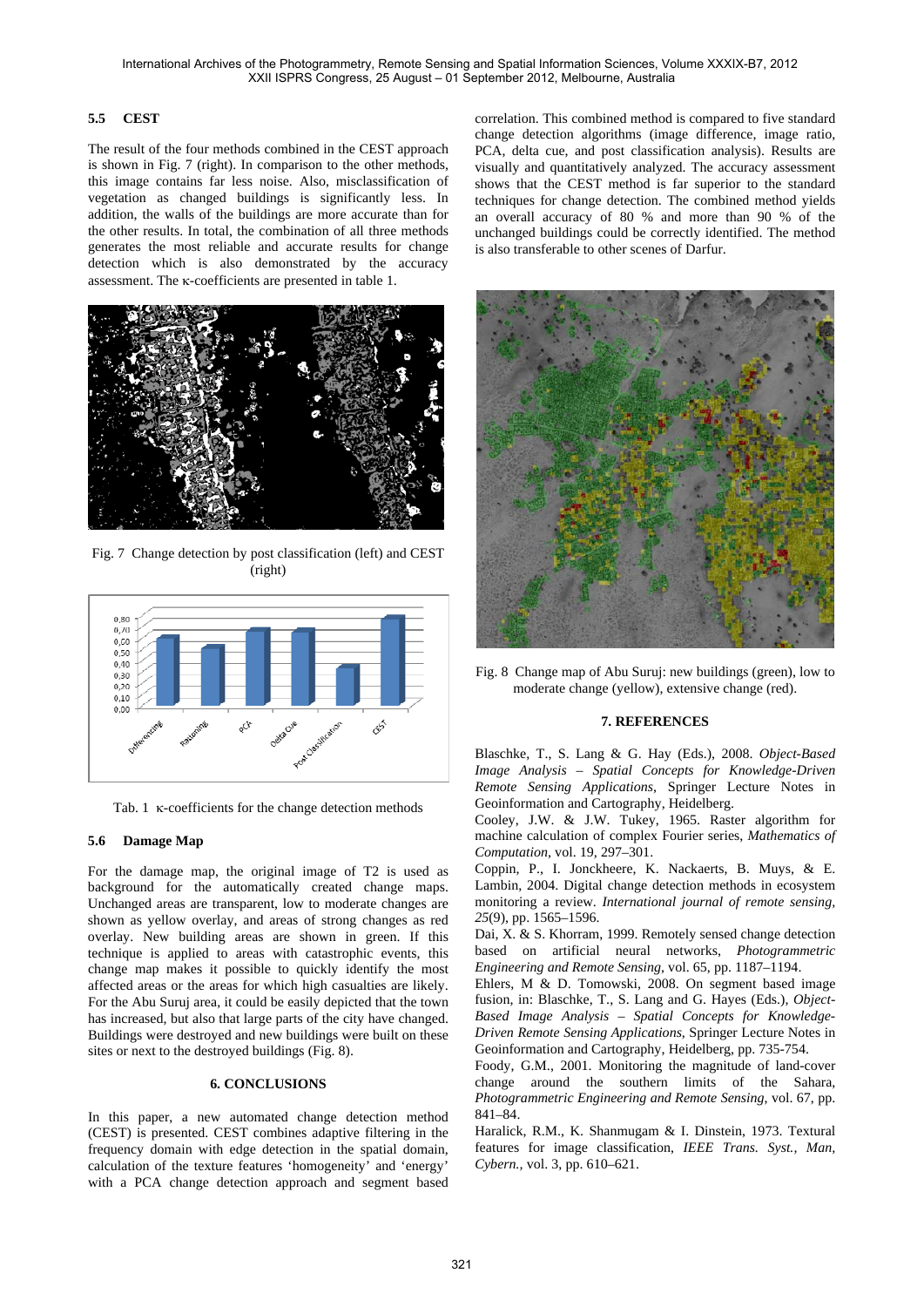### 5.5 CEST

The result of the four methods combined in the CEST approach is shown in Fig. 7 (right). In comparison to the other methods, this image contains far less noise. Also, misclassification of vegetation as changed buildings is significantly less. In addition, the walls of the buildings are more accurate than for the other results. In total, the combination of all three methods generates the most reliable and accurate results for change detection which is also demonstrated by the accuracy assessment. The κ-coefficients are presented in table 1.

Fig. 7 Change detection by post classification (left) and CEST (right)

Tab. 1 κ-coefficients for the change detection methods

### 5.6 Damage Map

For the damage map, the original image of T2 is used as background for the automatically created change maps. Unchanged areas are transparent, low to moderate changes are shown as yellow overlay, and areas of strong changes as red overlay. New building areas are shown in green. If this technique is applied to areas with catastrophic events, this change map makes it possible to quickly identify the most affected areas or the areas for which high casualties are likely. For the Abu Suruj area, it could be easily depicted that the town has increased, but also that large parts of the city have changed. Buildings were destroyed and new buildings were built on these sites or next to the destroyed buildings (Fig. 8).

## 6. CONCLUSIONS

In this paper, a new automated change detection method (CEST) is presented. CEST combines adaptive filtering in the frequency domain with edge detection in the spatial domain, calculation of the texture features 'homogeneity' and 'energy' with a PCA change detection approach and segment based correlation. This combined method is compared to five standard change detection algorithms (image difference, image ratio, PCA, delta cue, and post classification analysis). Results are visually and quantitatively analyzed. The accuracy assessment shows that the CEST method is far superior to the standard techniques for change detection. The combined method yields an overall accuracy of 80 % and more than 90 % of the unchanged buildings could be correctly identified. The method is also transferable to other scenes of Darfur.

Fig. 8 Change map of Abu Suruj: new buildings (green), low to moderate change (yellow), extensive change (red).

## 7. REFERENCES

Blaschke, T., S. Lang & G. Hay (Eds.), 2008. *Object-Based Image Analysis – Spatial Concepts for Knowledge-Driven Remote Sensing Applications*, Springer Lecture Notes in Geoinformation and Cartography, Heidelberg.

Cooley, J.W. & J.W. Tukey, 1965. Raster algorithm for machine calculation of complex Fourier series, *Mathematics of Computation*, vol. 19, 297–301.

Coppin, P., I. Jonckheere, K. Nackaerts, B. Muys, & E. Lambin, 2004. Digital change detection methods in ecosystem monitoring a review. *International journal of remote sensing*, *25*(9), pp. 1565–1596.

Dai, X. & S. Khorram, 1999. Remotely sensed change detection based on artificial neural networks, *Photogrammetric Engineering and Remote Sensing*, vol. 65, pp. 1187–1194.

Ehlers, M & D. Tomowski, 2008. On segment based image fusion, in: Blaschke, T., S. Lang and G. Hayes (Eds.), *Object-Based Image Analysis – Spatial Concepts for Knowledge-Driven Remote Sensing Applications*, Springer Lecture Notes in Geoinformation and Cartography, Heidelberg, pp. 735-754.

Foody, G.M., 2001. Monitoring the magnitude of land-cover change around the southern limits of the Sahara, *Photogrammetric Engineering and Remote Sensing*, vol. 67, pp. 841–84.

Haralick, R.M., K. Shanmugam & I. Dinstein, 1973. Textural features for image classification, *IEEE Trans. Syst., Man, Cybern.*, vol. 3, pp. 610–621.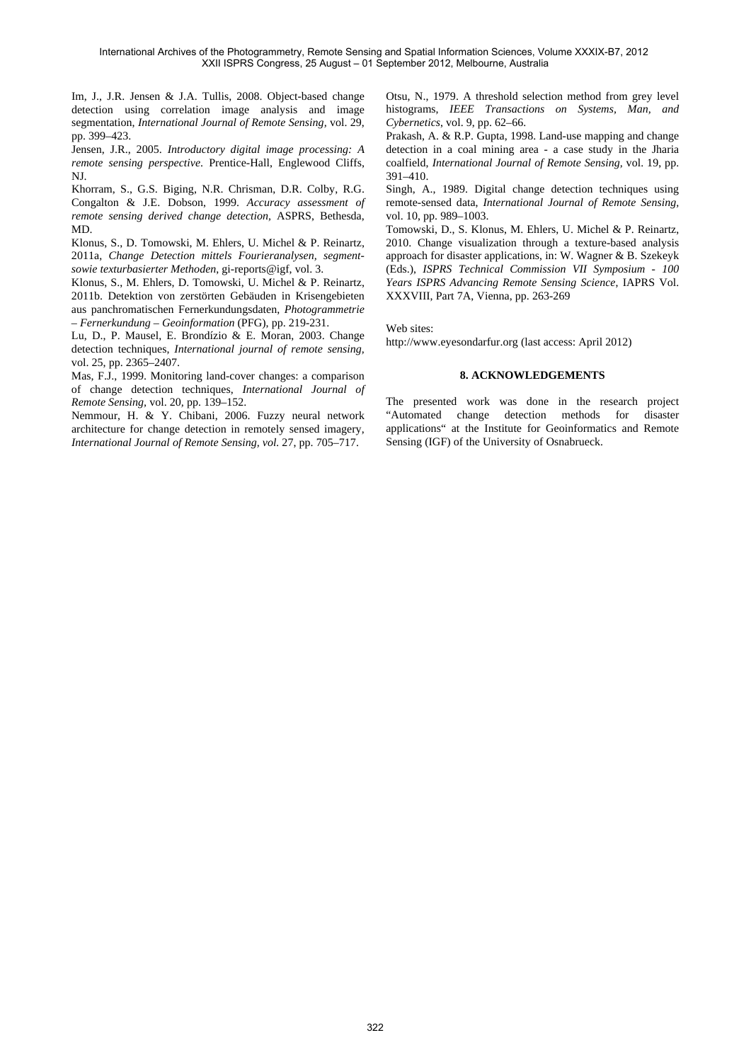Im, J., J.R. Jensen & J.A. Tullis, 2008. Object-based change detection using correlation image analysis and image segmentation, *International Journal of Remote Sensing*, vol. 29, pp. 399–423.

Jensen, J.R., 2005. *Introductory digital image processing: A remote sensing perspective*. Prentice-Hall, Englewood Cliffs, NJ.

Khorram, S., G.S. Biging, N.R. Chrisman, D.R. Colby, R.G. Congalton & J.E. Dobson, 1999. *Accuracy assessment of remote sensing derived change detection*, ASPRS, Bethesda, MD.

Klonus, S., D. Tomowski, M. Ehlers, U. Michel & P. Reinartz, 2011a, *Change Detection mittels Fourieranalysen, segment- sowie texturbasierter Methoden*, gi-reports@igf, vol. 3.

Klonus, S., M. Ehlers, D. Tomowski, U. Michel & P. Reinartz, 2011b. Detektion von zerstörten Gebäuden in Krisengebieten aus panchromatischen Fernerkundungsdaten, *Photogrammetrie – Fernerkundung – Geoinformation* (PFG), pp. 219-231.

Lu, D., P. Mausel, E. Brondízio & E. Moran, 2003. Change detection techniques, *International journal of remote sensing*, vol. 25, pp. 2365–2407.

Mas, F.J., 1999. Monitoring land-cover changes: a comparison of change detection techniques, *International Journal of Remote Sensing*, vol. 20, pp. 139–152.

Nemmour, H. & Y. Chibani, 2006. Fuzzy neural network architecture for change detection in remotely sensed imagery, *International Journal of Remote Sensing, vol.* 27, pp. 705–717.

Otsu, N., 1979. A threshold selection method from grey level histograms, *IEEE Transactions on Systems, Man, and Cybernetics*, vol. 9, pp. 62–66.

Prakash, A. & R.P. Gupta, 1998. Land-use mapping and change detection in a coal mining area - a case study in the Jharia coalfield, *International Journal of Remote Sensing*, vol. 19, pp. 391–410.

Singh, A., 1989. Digital change detection techniques using remote-sensed data, *International Journal of Remote Sensing*, vol. 10, pp. 989–1003.

Tomowski, D., S. Klonus, M. Ehlers, U. Michel & P. Reinartz, 2010. Change visualization through a texture-based analysis approach for disaster applications, in: W. Wagner & B. Szekeyk (Eds.), *ISPRS Technical Commission VII Symposium - 100 Years ISPRS Advancing Remote Sensing Science*, IAPRS Vol. XXXVIII, Part 7A, Vienna, pp. 263-269

Web sites:
http://www.eyesondarfur.org (last access: April 2012)

## 8. ACKNOWLEDGEMENTS

The presented work was done in the research project "Automated change detection methods for disaster applications" at the Institute for Geoinformatics and Remote Sensing (IGF) of the University of Osnabrueck.